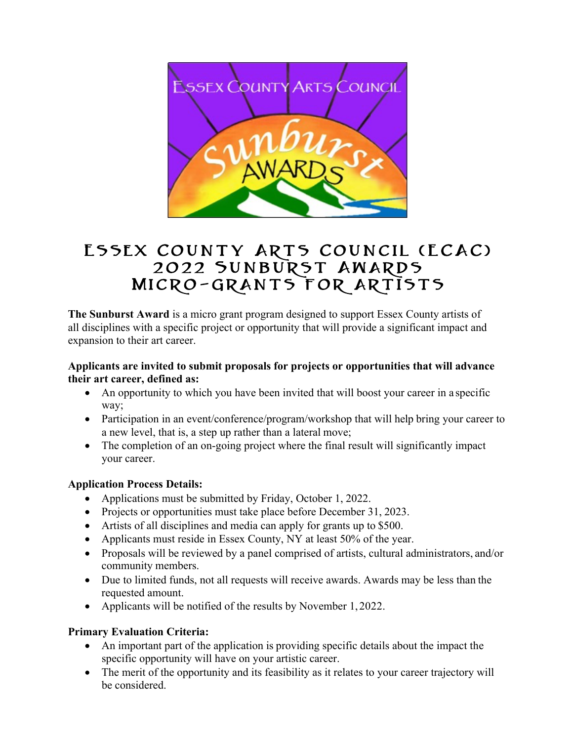# ESSEX COUNTY ARTS COUNCIL (ECAC)
# 2022 SUNBURST AWARDS
# MICRO-GRANTS FOR ARTISTS

**The Sunburst Award** is a micro grant program designed to support Essex County artists of all disciplines with a specific project or opportunity that will provide a significant impact and expansion to their art career.

**Applicants are invited to submit proposals for projects or opportunities that will advance their art career, defined as:**

- An opportunity to which you have been invited that will boost your career in a specific way;
- Participation in an event/conference/program/workshop that will help bring your career to a new level, that is, a step up rather than a lateral move;
- The completion of an on-going project where the final result will significantly impact your career.

**Application Process Details:**

- Applications must be submitted by Friday, October 1, 2022.
- Projects or opportunities must take place before December 31, 2023.
- Artists of all disciplines and media can apply for grants up to $500.
- Applicants must reside in Essex County, NY at least 50% of the year.
- Proposals will be reviewed by a panel comprised of artists, cultural administrators, and/or community members.
- Due to limited funds, not all requests will receive awards. Awards may be less than the requested amount.
- Applicants will be notified of the results by November 1, 2022.

**Primary Evaluation Criteria:**

- An important part of the application is providing specific details about the impact the specific opportunity will have on your artistic career.
- The merit of the opportunity and its feasibility as it relates to your career trajectory will be considered.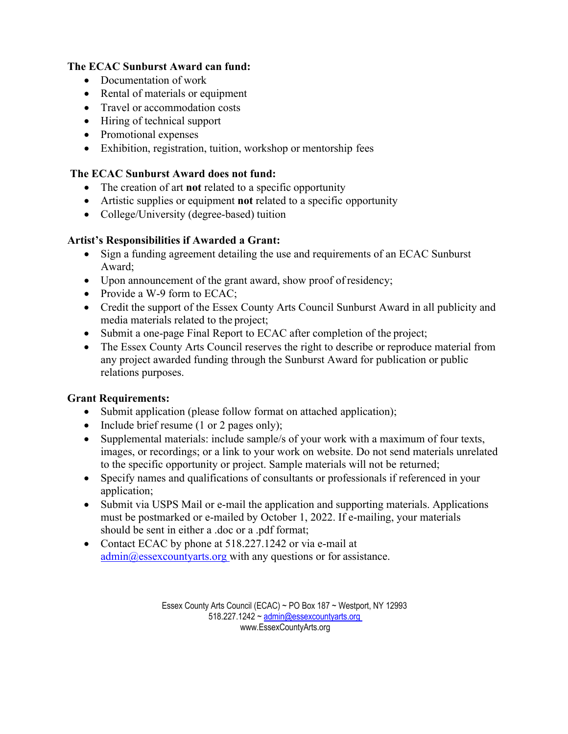**The ECAC Sunburst Award can fund:**

- Documentation of work
- Rental of materials or equipment
- Travel or accommodation costs
- Hiring of technical support
- Promotional expenses
- Exhibition, registration, tuition, workshop or mentorship fees

**The ECAC Sunburst Award does not fund:**

- The creation of art **not** related to a specific opportunity
- Artistic supplies or equipment **not** related to a specific opportunity
- College/University (degree-based) tuition

**Artist's Responsibilities if Awarded a Grant:**

- Sign a funding agreement detailing the use and requirements of an ECAC Sunburst Award;
- Upon announcement of the grant award, show proof of residency;
- Provide a W-9 form to ECAC;
- Credit the support of the Essex County Arts Council Sunburst Award in all publicity and media materials related to the project;
- Submit a one-page Final Report to ECAC after completion of the project;
- The Essex County Arts Council reserves the right to describe or reproduce material from any project awarded funding through the Sunburst Award for publication or public relations purposes.

**Grant Requirements:**

- Submit application (please follow format on attached application);
- Include brief resume (1 or 2 pages only);
- Supplemental materials: include sample/s of your work with a maximum of four texts, images, or recordings; or a link to your work on website. Do not send materials unrelated to the specific opportunity or project. Sample materials will not be returned;
- Specify names and qualifications of consultants or professionals if referenced in your application;
- Submit via USPS Mail or e-mail the application and supporting materials. Applications must be postmarked or e-mailed by October 1, 2022. If e-mailing, your materials should be sent in either a .doc or a .pdf format;
- Contact ECAC by phone at 518.227.1242 or via e-mail at admin@essexcountyarts.org with any questions or for assistance.

Essex County Arts Council (ECAC) ~ PO Box 187 ~ Westport, NY 12993
518.227.1242 ~ admin@essexcountyarts.org
www.EssexCountyArts.org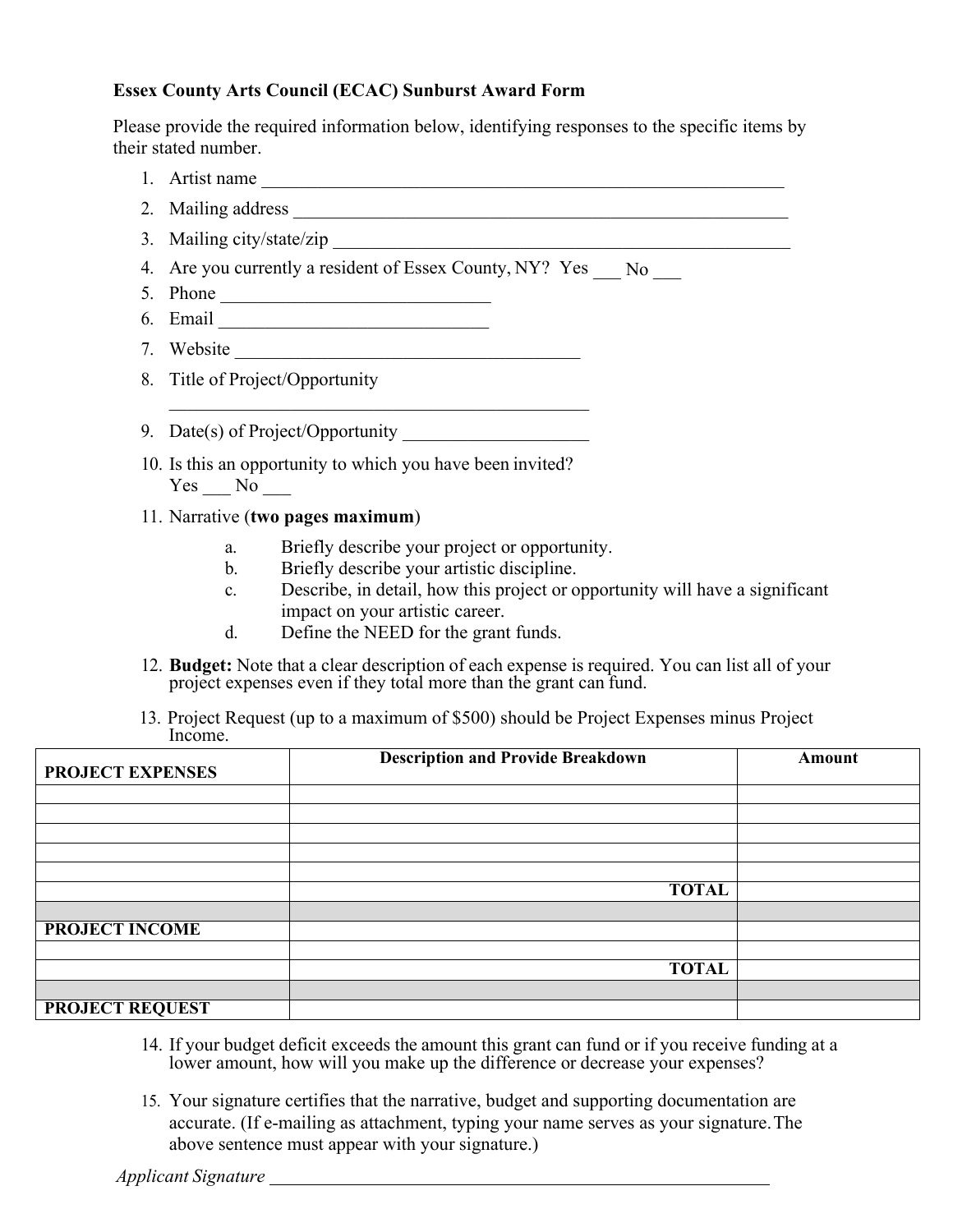**Essex County Arts Council (ECAC) Sunburst Award Form**

Please provide the required information below, identifying responses to the specific items by their stated number.

1. Artist name ____________________________________________________________
2. Mailing address _________________________________________________________
3. Mailing city/state/zip ____________________________________________________
4. Are you currently a resident of Essex County, NY? Yes ___ No ___
5. Phone ______________________________
6. Email ______________________________
7. Website ______________________________________
8. Title of Project/Opportunity
   _______________________________________________
9. Date(s) of Project/Opportunity ____________________
10. Is this an opportunity to which you have been invited?
    Yes ___ No ___
11. Narrative (**two pages maximum**)
    a. Briefly describe your project or opportunity.
    b. Briefly describe your artistic discipline.
    c. Describe, in detail, how this project or opportunity will have a significant impact on your artistic career.
    d. Define the NEED for the grant funds.
12. **Budget:** Note that a clear description of each expense is required. You can list all of your project expenses even if they total more than the grant can fund.
13. Project Request (up to a maximum of $500) should be Project Expenses minus Project Income.

| **PROJECT EXPENSES** | **Description and Provide Breakdown** | **Amount** |
|---|---|---|
| | | |
| | | |
| | | |
| | | |
| | | |
| | **TOTAL** | |
| | | |
| **PROJECT INCOME** | | |
| | | |
| | **TOTAL** | |
| | | |
| **PROJECT REQUEST** | | |

14. If your budget deficit exceeds the amount this grant can fund or if you receive funding at a lower amount, how will you make up the difference or decrease your expenses?
15. Your signature certifies that the narrative, budget and supporting documentation are accurate. (If e-mailing as attachment, typing your name serves as your signature. The above sentence must appear with your signature.)

*Applicant Signature* ____________________________________________________________